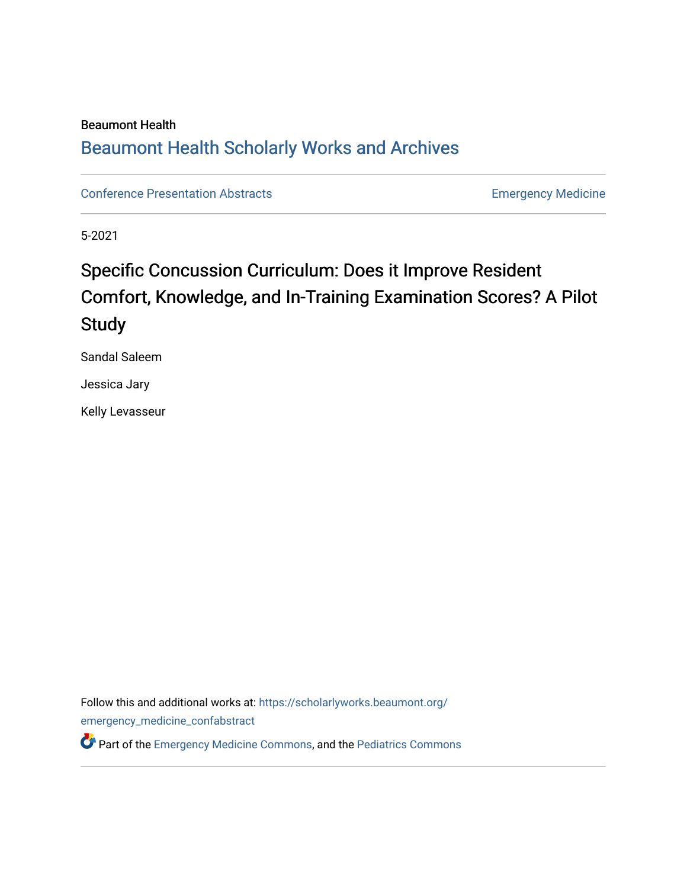Beaumont Health

## Beaumont Health Scholarly Works and Archives

Conference Presentation Abstracts

Emergency Medicine

5-2021

# Specific Concussion Curriculum: Does it Improve Resident Comfort, Knowledge, and In-Training Examination Scores? A Pilot Study

Sandal Saleem

Jessica Jary

Kelly Levasseur

Follow this and additional works at: https://scholarlyworks.beaumont.org/emergency_medicine_confabstract

Part of the Emergency Medicine Commons, and the Pediatrics Commons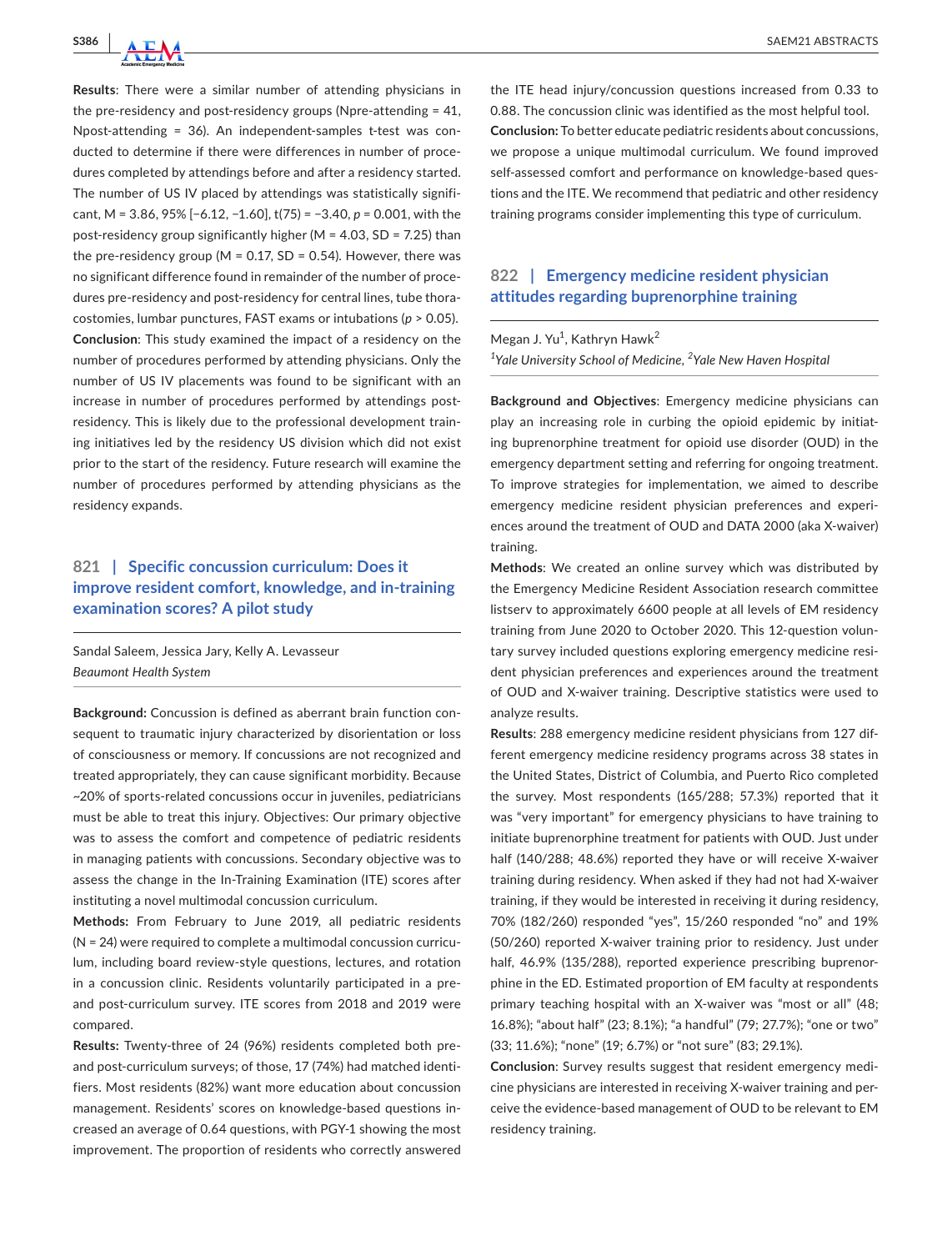**Results**: There were a similar number of attending physicians in the pre-residency and post-residency groups ($N_{pre\text{-}attending} = 41$, $N_{post\text{-}attending} = 36$). An independent-samples t-test was conducted to determine if there were differences in number of procedures completed by attendings before and after a residency started. The number of US IV placed by attendings was statistically significant, M = 3.86, 95% [−6.12, −1.60], $t(75) = -3.40$, $p = 0.001$, with the post-residency group significantly higher (M = 4.03, SD = 7.25) than the pre-residency group (M = 0.17, SD = 0.54). However, there was no significant difference found in remainder of the number of procedures pre-residency and post-residency for central lines, tube thoracostomies, lumbar punctures, FAST exams or intubations ($p > 0.05$).

**Conclusion**: This study examined the impact of a residency on the number of procedures performed by attending physicians. Only the number of US IV placements was found to be significant with an increase in number of procedures performed by attendings post-residency. This is likely due to the professional development training initiatives led by the residency US division which did not exist prior to the start of the residency. Future research will examine the number of procedures performed by attending physicians as the residency expands.

## 821 | Specific concussion curriculum: Does it improve resident comfort, knowledge, and in-training examination scores? A pilot study

Sandal Saleem, Jessica Jary, Kelly A. Levasseur

*Beaumont Health System*

**Background:** Concussion is defined as aberrant brain function consequent to traumatic injury characterized by disorientation or loss of consciousness or memory. If concussions are not recognized and treated appropriately, they can cause significant morbidity. Because ~20% of sports-related concussions occur in juveniles, pediatricians must be able to treat this injury. Objectives: Our primary objective was to assess the comfort and competence of pediatric residents in managing patients with concussions. Secondary objective was to assess the change in the In-Training Examination (ITE) scores after instituting a novel multimodal concussion curriculum.

**Methods:** From February to June 2019, all pediatric residents (N = 24) were required to complete a multimodal concussion curriculum, including board review-style questions, lectures, and rotation in a concussion clinic. Residents voluntarily participated in a pre- and post-curriculum survey. ITE scores from 2018 and 2019 were compared.

**Results:** Twenty-three of 24 (96%) residents completed both pre- and post-curriculum surveys; of those, 17 (74%) had matched identifiers. Most residents (82%) want more education about concussion management. Residents' scores on knowledge-based questions increased an average of 0.64 questions, with PGY-1 showing the most improvement. The proportion of residents who correctly answered the ITE head injury/concussion questions increased from 0.33 to 0.88. The concussion clinic was identified as the most helpful tool.

**Conclusion:** To better educate pediatric residents about concussions, we propose a unique multimodal curriculum. We found improved self-assessed comfort and performance on knowledge-based questions and the ITE. We recommend that pediatric and other residency training programs consider implementing this type of curriculum.

## 822 | Emergency medicine resident physician attitudes regarding buprenorphine training

Megan J. Yu[1], Kathryn Hawk[2]

[1]*Yale University School of Medicine*, [2]*Yale New Haven Hospital*

**Background and Objectives**: Emergency medicine physicians can play an increasing role in curbing the opioid epidemic by initiating buprenorphine treatment for opioid use disorder (OUD) in the emergency department setting and referring for ongoing treatment. To improve strategies for implementation, we aimed to describe emergency medicine resident physician preferences and experiences around the treatment of OUD and DATA 2000 (aka X-waiver) training.

**Methods**: We created an online survey which was distributed by the Emergency Medicine Resident Association research committee listserv to approximately 6600 people at all levels of EM residency training from June 2020 to October 2020. This 12-question voluntary survey included questions exploring emergency medicine resident physician preferences and experiences around the treatment of OUD and X-waiver training. Descriptive statistics were used to analyze results.

**Results**: 288 emergency medicine resident physicians from 127 different emergency medicine residency programs across 38 states in the United States, District of Columbia, and Puerto Rico completed the survey. Most respondents (165/288; 57.3%) reported that it was "very important" for emergency physicians to have training to initiate buprenorphine treatment for patients with OUD. Just under half (140/288; 48.6%) reported they have or will receive X-waiver training during residency. When asked if they had not had X-waiver training, if they would be interested in receiving it during residency, 70% (182/260) responded "yes", 15/260 responded "no" and 19% (50/260) reported X-waiver training prior to residency. Just under half, 46.9% (135/288), reported experience prescribing buprenorphine in the ED. Estimated proportion of EM faculty at respondents primary teaching hospital with an X-waiver was "most or all" (48; 16.8%); "about half" (23; 8.1%); "a handful" (79; 27.7%); "one or two" (33; 11.6%); "none" (19; 6.7%) or "not sure" (83; 29.1%).

**Conclusion**: Survey results suggest that resident emergency medicine physicians are interested in receiving X-waiver training and perceive the evidence-based management of OUD to be relevant to EM residency training.